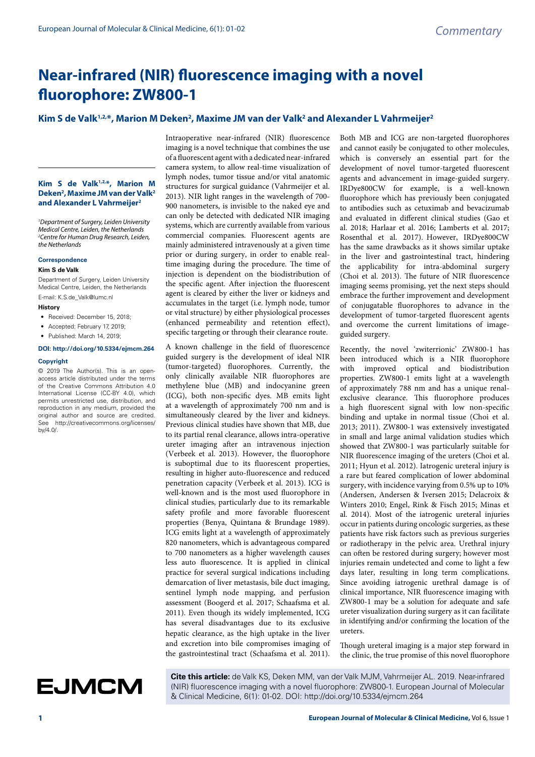Commentary

# Near-infrared (NIR) fluorescence imaging with a novel fluorophore: ZW800-1

**Kim S de Valk[1,2,*], Marion M Deken[2], Maxime JM van der Valk[2] and Alexander L Vahrmeijer[2]**

*[1]Department of Surgery, Leiden University Medical Centre, Leiden, the Netherlands*
*[2]Centre for Human Drug Research, Leiden, the Netherlands*

**Correspondence**

**Kim S de Valk**

Department of Surgery, Leiden University Medical Centre, Leiden, the Netherlands

E-mail: K.S.de_Valk@lumc.nl

**History**

- Received: December 15, 2018;
- Accepted: February 17, 2019;
- Published: March 14, 2019;

**DOI: http://doi.org/10.5334/ejmcm.264**

**Copyright**

© 2019 The Author(s). This is an open-access article distributed under the terms of the Creative Commons Attribution 4.0 International License (CC-BY 4.0), which permits unrestricted use, distribution, and reproduction in any medium, provided the original author and source are credited. See http://creativecommons.org/licenses/by/4.0/.

Intraoperative near-infrared (NIR) fluorescence imaging is a novel technique that combines the use of a fluorescent agent with a dedicated near-infrared camera system, to allow real-time visualization of lymph nodes, tumor tissue and/or vital anatomic structures for surgical guidance (Vahrmeijer et al. 2013). NIR light ranges in the wavelength of 700-900 nanometers, is invisible to the naked eye and can only be detected with dedicated NIR imaging systems, which are currently available from various commercial companies. Fluorescent agents are mainly administered intravenously at a given time prior or during surgery, in order to enable real-time imaging during the procedure. The time of injection is dependent on the biodistribution of the specific agent. After injection the fluorescent agent is cleared by either the liver or kidneys and accumulates in the target (i.e. lymph node, tumor or vital structure) by either physiological processes (enhanced permeability and retention effect), specific targeting or through their clearance route.

A known challenge in the field of fluorescence guided surgery is the development of ideal NIR (tumor-targeted) fluorophores. Currently, the only clinically available NIR fluorophores are methylene blue (MB) and indocyanine green (ICG), both non-specific dyes. MB emits light at a wavelength of approximately 700 nm and is simultaneously cleared by the liver and kidneys. Previous clinical studies have shown that MB, due to its partial renal clearance, allows intra-operative ureter imaging after an intravenous injection (Verbeek et al. 2013). However, the fluorophore is suboptimal due to its fluorescent properties, resulting in higher auto-fluorescence and reduced penetration capacity (Verbeek et al. 2013). ICG is well-known and is the most used fluorophore in clinical studies, particularly due to its remarkable safety profile and more favorable fluorescent properties (Benya, Quintana & Brundage 1989). ICG emits light at a wavelength of approximately 820 nanometers, which is advantageous compared to 700 nanometers as a higher wavelength causes less auto fluorescence. It is applied in clinical practice for several surgical indications including demarcation of liver metastasis, bile duct imaging, sentinel lymph node mapping, and perfusion assessment (Boogerd et al. 2017; Schaafsma et al. 2011). Even though its widely implemented, ICG has several disadvantages due to its exclusive hepatic clearance, as the high uptake in the liver and excretion into bile compromises imaging of the gastrointestinal tract (Schaafsma et al. 2011). Both MB and ICG are non-targeted fluorophores and cannot easily be conjugated to other molecules, which is conversely an essential part for the development of novel tumor-targeted fluorescent agents and advancement in image-guided surgery. IRDye800CW for example, is a well-known fluorophore which has previously been conjugated to antibodies such as cetuximab and bevacizumab and evaluated in different clinical studies (Gao et al. 2018; Harlaar et al. 2016; Lamberts et al. 2017; Rosenthal et al. 2017). However, IRDye800CW has the same drawbacks as it shows similar uptake in the liver and gastrointestinal tract, hindering the applicability for intra-abdominal surgery (Choi et al. 2013). The future of NIR fluorescence imaging seems promising, yet the next steps should embrace the further improvement and development of conjugatable fluorophores to advance in the development of tumor-targeted fluorescent agents and overcome the current limitations of image-guided surgery.

Recently, the novel 'zwiterrionic' ZW800-1 has been introduced which is a NIR fluorophore with improved optical and biodistribution properties. ZW800-1 emits light at a wavelength of approximately 788 nm and has a unique renal-exclusive clearance. This fluorophore produces a high fluorescent signal with low non-specific binding and uptake in normal tissue (Choi et al. 2013; 2011). ZW800-1 was extensively investigated in small and large animal validation studies which showed that ZW800-1 was particularly suitable for NIR fluorescence imaging of the ureters (Choi et al. 2011; Hyun et al. 2012). Iatrogenic ureteral injury is a rare but feared complication of lower abdominal surgery, with incidence varying from 0.5% up to 10% (Andersen, Andersen & Iversen 2015; Delacroix & Winters 2010; Engel, Rink & Fisch 2015; Minas et al. 2014). Most of the iatrogenic ureteral injuries occur in patients during oncologic surgeries, as these patients have risk factors such as previous surgeries or radiotherapy in the pelvic area. Urethral injury can often be restored during surgery; however most injuries remain undetected and come to light a few days later, resulting in long term complications. Since avoiding iatrogenic urethral damage is of clinical importance, NIR fluorescence imaging with ZW800-1 may be a solution for adequate and safe ureter visualization during surgery as it can facilitate in identifying and/or confirming the location of the ureters.

Though ureteral imaging is a major step forward in the clinic, the true promise of this novel fluorophore

**Cite this article:** de Valk KS, Deken MM, van der Valk MJM, Vahrmeijer AL. 2019. Near-infrared (NIR) fluorescence imaging with a novel fluorophore: ZW800-1. European Journal of Molecular & Clinical Medicine, 6(1): 01-02. DOI: http://doi.org/10.5334/ejmcm.264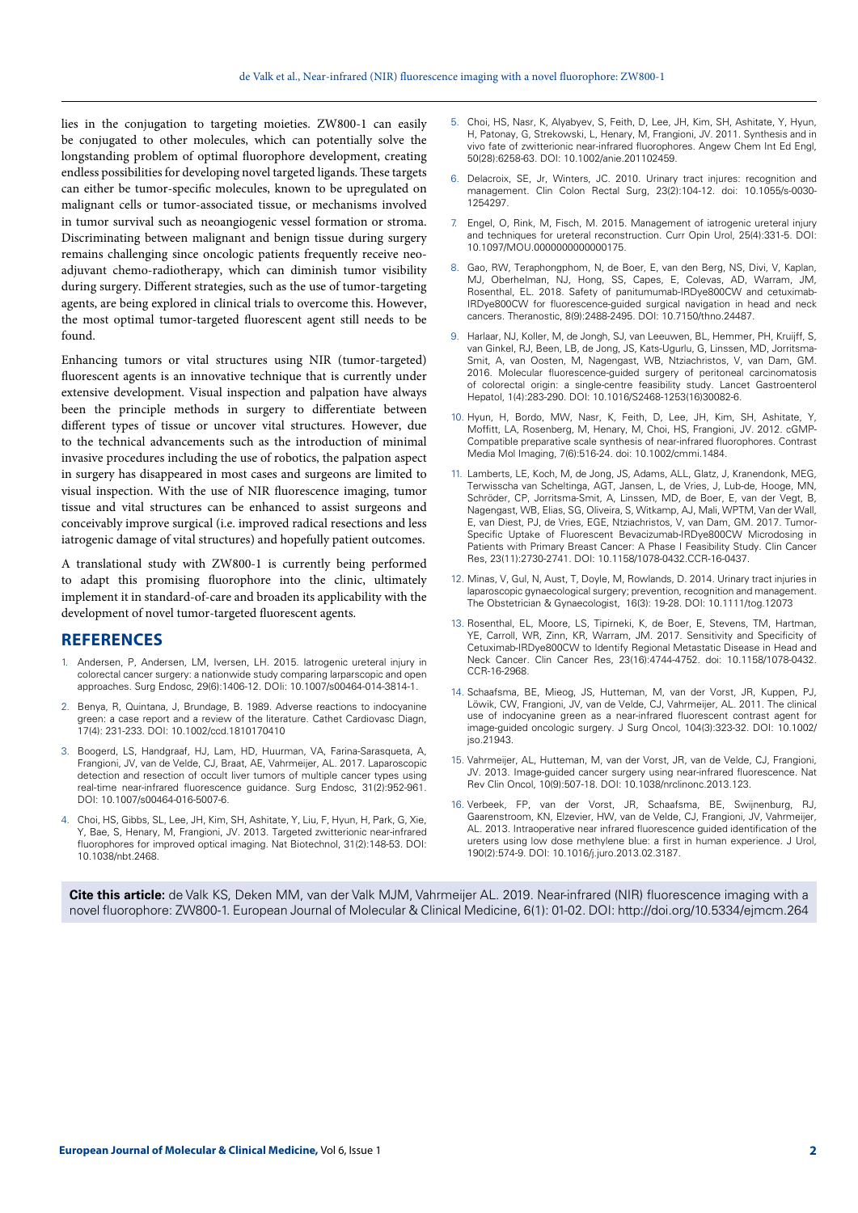lies in the conjugation to targeting moieties. ZW800-1 can easily be conjugated to other molecules, which can potentially solve the longstanding problem of optimal fluorophore development, creating endless possibilities for developing novel targeted ligands. These targets can either be tumor-specific molecules, known to be upregulated on malignant cells or tumor-associated tissue, or mechanisms involved in tumor survival such as neoangiogenic vessel formation or stroma. Discriminating between malignant and benign tissue during surgery remains challenging since oncologic patients frequently receive neo-adjuvant chemo-radiotherapy, which can diminish tumor visibility during surgery. Different strategies, such as the use of tumor-targeting agents, are being explored in clinical trials to overcome this. However, the most optimal tumor-targeted fluorescent agent still needs to be found.

Enhancing tumors or vital structures using NIR (tumor-targeted) fluorescent agents is an innovative technique that is currently under extensive development. Visual inspection and palpation have always been the principle methods in surgery to differentiate between different types of tissue or uncover vital structures. However, due to the technical advancements such as the introduction of minimal invasive procedures including the use of robotics, the palpation aspect in surgery has disappeared in most cases and surgeons are limited to visual inspection. With the use of NIR fluorescence imaging, tumor tissue and vital structures can be enhanced to assist surgeons and conceivably improve surgical (i.e. improved radical resections and less iatrogenic damage of vital structures) and hopefully patient outcomes.

A translational study with ZW800-1 is currently being performed to adapt this promising fluorophore into the clinic, ultimately implement it in standard-of-care and broaden its applicability with the development of novel tumor-targeted fluorescent agents.

## REFERENCES

1. Andersen, P, Andersen, LM, Iversen, LH. 2015. Iatrogenic ureteral injury in colorectal cancer surgery: a nationwide study comparing larparscopic and open approaches. Surg Endosc, 29(6):1406-12. DOIi: 10.1007/s00464-014-3814-1.
2. Benya, R, Quintana, J, Brundage, B. 1989. Adverse reactions to indocyanine green: a case report and a review of the literature. Cathet Cardiovasc Diagn, 17(4): 231-233. DOI: 10.1002/ccd.1810170410
3. Boogerd, LS, Handgraaf, HJ, Lam, HD, Huurman, VA, Farina-Sarasqueta, A, Frangioni, JV, van de Velde, CJ, Braat, AE, Vahrmeijer, AL. 2017. Laparoscopic detection and resection of occult liver tumors of multiple cancer types using real-time near-infrared fluorescence guidance. Surg Endosc, 31(2):952-961. DOI: 10.1007/s00464-016-5007-6.
4. Choi, HS, Gibbs, SL, Lee, JH, Kim, SH, Ashitate, Y, Liu, F, Hyun, H, Park, G, Xie, Y, Bae, S, Henary, M, Frangioni, JV. 2013. Targeted zwitterionic near-infrared fluorophores for improved optical imaging. Nat Biotechnol, 31(2):148-53. DOI: 10.1038/nbt.2468.
5. Choi, HS, Nasr, K, Alyabyev, S, Feith, D, Lee, JH, Kim, SH, Ashitate, Y, Hyun, H, Patonay, G, Strekowski, L, Henary, M, Frangioni, JV. 2011. Synthesis and in vivo fate of zwitterionic near-infrared fluorophores. Angew Chem Int Ed Engl, 50(28):6258-63. DOI: 10.1002/anie.201102459.
6. Delacroix, SE, Jr, Winters, JC. 2010. Urinary tract injures: recognition and management. Clin Colon Rectal Surg, 23(2):104-12. doi: 10.1055/s-0030-1254297.
7. Engel, O, Rink, M, Fisch, M. 2015. Management of iatrogenic ureteral injury and techniques for ureteral reconstruction. Curr Opin Urol, 25(4):331-5. DOI: 10.1097/MOU.0000000000000175.
8. Gao, RW, Teraphongphom, N, de Boer, E, van den Berg, NS, Divi, V, Kaplan, MJ, Oberhelman, NJ, Hong, SS, Capes, E, Colevas, AD, Warram, JM, Rosenthal, EL. 2018. Safety of panitumumab-IRDye800CW and cetuximab-IRDye800CW for fluorescence-guided surgical navigation in head and neck cancers. Theranostic, 8(9):2488-2495. DOI: 10.7150/thno.24487.
9. Harlaar, NJ, Koller, M, de Jongh, SJ, van Leeuwen, BL, Hemmer, PH, Kruijff, S, van Ginkel, RJ, Been, LB, de Jong, JS, Kats-Ugurlu, G, Linssen, MD, Jorritsma-Smit, A, van Oosten, M, Nagengast, WB, Ntziachristos, V, van Dam, GM. 2016. Molecular fluorescence-guided surgery of peritoneal carcinomatosis of colorectal origin: a single-centre feasibility study. Lancet Gastroenterol Hepatol, 1(4):283-290. DOI: 10.1016/S2468-1253(16)30082-6.
10. Hyun, H, Bordo, MW, Nasr, K, Feith, D, Lee, JH, Kim, SH, Ashitate, Y, Moffitt, LA, Rosenberg, M, Henary, M, Choi, HS, Frangioni, JV. 2012. cGMP-Compatible preparative scale synthesis of near-infrared fluorophores. Contrast Media Mol Imaging, 7(6):516-24. doi: 10.1002/cmmi.1484.
11. Lamberts, LE, Koch, M, de Jong, JS, Adams, ALL, Glatz, J, Kranendonk, MEG, Terwisscha van Scheltinga, AGT, Jansen, L, de Vries, J, Lub-de, Hooge, MN, Schröder, CP, Jorritsma-Smit, A, Linssen, MD, de Boer, E, van der Vegt, B, Nagengast, WB, Elias, SG, Oliveira, S, Witkamp, AJ, Mali, WPTM, Van der Wall, E, van Diest, PJ, de Vries, EGE, Ntziachristos, V, van Dam, GM. 2017. Tumor-Specific Uptake of Fluorescent Bevacizumab-IRDye800CW Microdosing in Patients with Primary Breast Cancer: A Phase I Feasibility Study. Clin Cancer Res, 23(11):2730-2741. DOI: 10.1158/1078-0432.CCR-16-0437.
12. Minas, V, Gul, N, Aust, T, Doyle, M, Rowlands, D. 2014. Urinary tract injuries in laparoscopic gynaecological surgery; prevention, recognition and management. The Obstetrician & Gynaecologist, 16(3): 19-28. DOI: 10.1111/tog.12073
13. Rosenthal, EL, Moore, LS, Tipirneki, K, de Boer, E, Stevens, TM, Hartman, YE, Carroll, WR, Zinn, KR, Warram, JM. 2017. Sensitivity and Specificity of Cetuximab-IRDye800CW to Identify Regional Metastatic Disease in Head and Neck Cancer. Clin Cancer Res, 23(16):4744-4752. doi: 10.1158/1078-0432.CCR-16-2968.
14. Schaafsma, BE, Mieog, JS, Hutteman, M, van der Vorst, JR, Kuppen, PJ, Löwik, CW, Frangioni, JV, van de Velde, CJ, Vahrmeijer, AL. 2011. The clinical use of indocyanine green as a near-infrared fluorescent contrast agent for image-guided oncologic surgery. J Surg Oncol, 104(3):323-32. DOI: 10.1002/jso.21943.
15. Vahrmeijer, AL, Hutteman, M, van der Vorst, JR, van de Velde, CJ, Frangioni, JV. 2013. Image-guided cancer surgery using near-infrared fluorescence. Nat Rev Clin Oncol, 10(9):507-18. DOI: 10.1038/nrclinonc.2013.123.
16. Verbeek, FP, van der Vorst, JR, Schaafsma, BE, Swijnenburg, RJ, Gaarenstroom, KN, Elzevier, HW, van de Velde, CJ, Frangioni, JV, Vahrmeijer, AL. 2013. Intraoperative near infrared fluorescence guided identification of the ureters using low dose methylene blue: a first in human experience. J Urol, 190(2):574-9. DOI: 10.1016/j.juro.2013.02.3187.

**Cite this article:** de Valk KS, Deken MM, van der Valk MJM, Vahrmeijer AL. 2019. Near-infrared (NIR) fluorescence imaging with a novel fluorophore: ZW800-1. European Journal of Molecular & Clinical Medicine, 6(1): 01-02. DOI: http://doi.org/10.5334/ejmcm.264